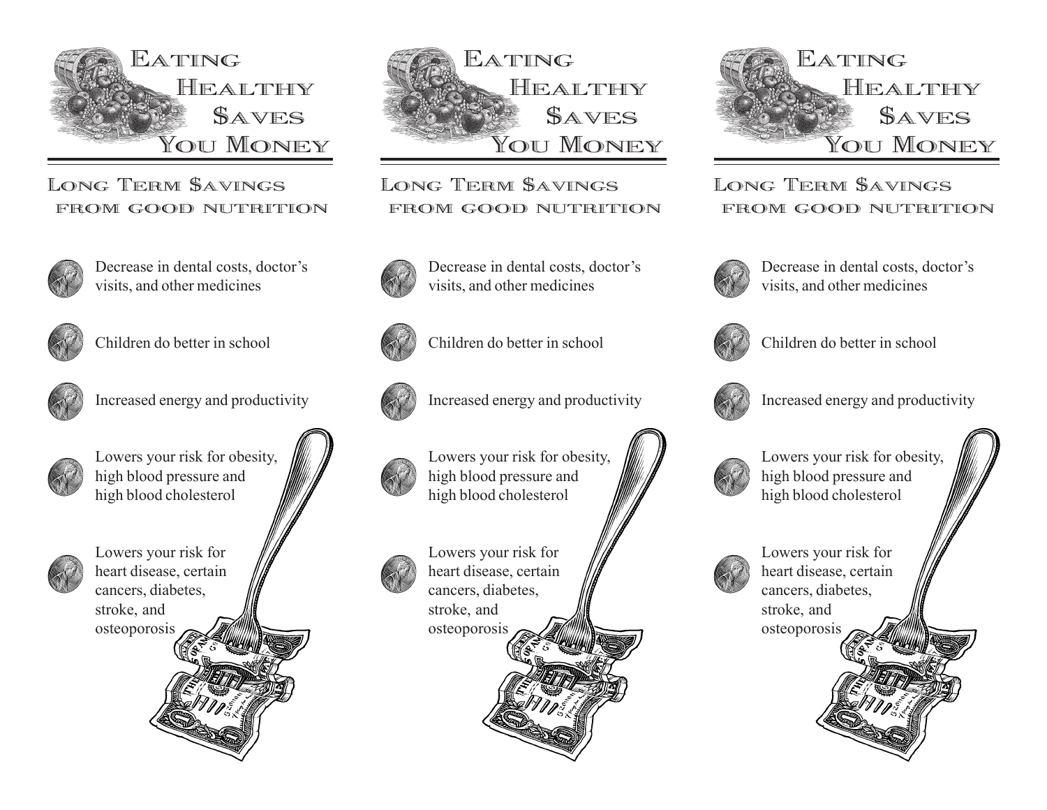# Eating Healthy $aves You Money

## Long Term $avings from good nutrition

- Decrease in dental costs, doctor's visits, and other medicines
- Children do better in school
- Increased energy and productivity
- Lowers your risk for obesity, high blood pressure and high blood cholesterol
- Lowers your risk for heart disease, certain cancers, diabetes, stroke, and osteoporosis

# Eating Healthy $aves You Money

## Long Term $avings from good nutrition

- Decrease in dental costs, doctor's visits, and other medicines
- Children do better in school
- Increased energy and productivity
- Lowers your risk for obesity, high blood pressure and high blood cholesterol
- Lowers your risk for heart disease, certain cancers, diabetes, stroke, and osteoporosis

# Eating Healthy $aves You Money

## Long Term $avings from good nutrition

- Decrease in dental costs, doctor's visits, and other medicines
- Children do better in school
- Increased energy and productivity
- Lowers your risk for obesity, high blood pressure and high blood cholesterol
- Lowers your risk for heart disease, certain cancers, diabetes, stroke, and osteoporosis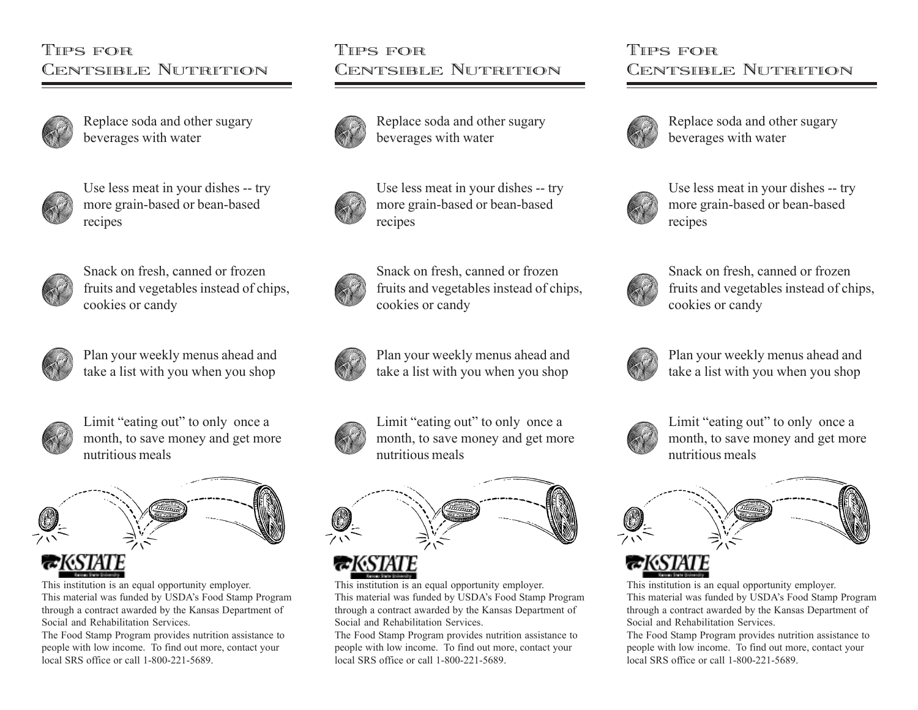# Tips for Centsible Nutrition

- Replace soda and other sugary beverages with water
- Use less meat in your dishes -- try more grain-based or bean-based recipes
- Snack on fresh, canned or frozen fruits and vegetables instead of chips, cookies or candy
- Plan your weekly menus ahead and take a list with you when you shop
- Limit "eating out" to only once a month, to save money and get more nutritious meals

K-STATE
Kansas State University

This institution is an equal opportunity employer.
This material was funded by USDA's Food Stamp Program through a contract awarded by the Kansas Department of Social and Rehabilitation Services.
The Food Stamp Program provides nutrition assistance to people with low income. To find out more, contact your local SRS office or call 1-800-221-5689.

# Tips for Centsible Nutrition

- Replace soda and other sugary beverages with water
- Use less meat in your dishes -- try more grain-based or bean-based recipes
- Snack on fresh, canned or frozen fruits and vegetables instead of chips, cookies or candy
- Plan your weekly menus ahead and take a list with you when you shop
- Limit "eating out" to only once a month, to save money and get more nutritious meals

K-STATE
Kansas State University

This institution is an equal opportunity employer.
This material was funded by USDA's Food Stamp Program through a contract awarded by the Kansas Department of Social and Rehabilitation Services.
The Food Stamp Program provides nutrition assistance to people with low income. To find out more, contact your local SRS office or call 1-800-221-5689.

# Tips for Centsible Nutrition

- Replace soda and other sugary beverages with water
- Use less meat in your dishes -- try more grain-based or bean-based recipes
- Snack on fresh, canned or frozen fruits and vegetables instead of chips, cookies or candy
- Plan your weekly menus ahead and take a list with you when you shop
- Limit "eating out" to only once a month, to save money and get more nutritious meals

K-STATE
Kansas State University

This institution is an equal opportunity employer.
This material was funded by USDA's Food Stamp Program through a contract awarded by the Kansas Department of Social and Rehabilitation Services.
The Food Stamp Program provides nutrition assistance to people with low income. To find out more, contact your local SRS office or call 1-800-221-5689.